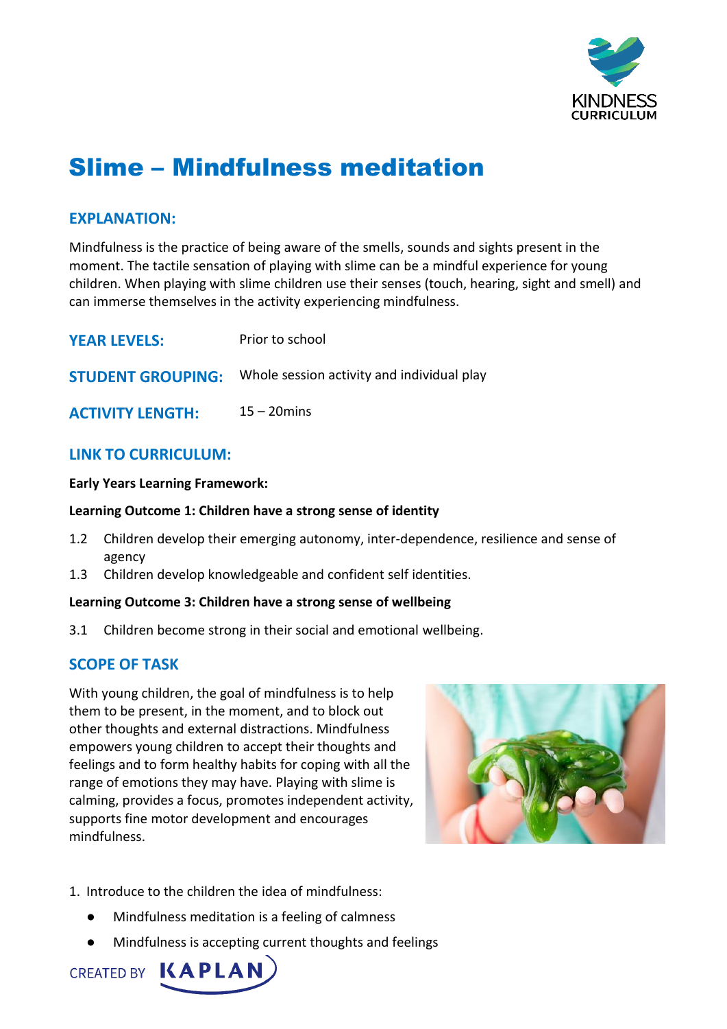# Slime – Mindfulness meditation

## EXPLANATION:

Mindfulness is the practice of being aware of the smells, sounds and sights present in the moment. The tactile sensation of playing with slime can be a mindful experience for young children. When playing with slime children use their senses (touch, hearing, sight and smell) and can immerse themselves in the activity experiencing mindfulness.

**YEAR LEVELS:** Prior to school

**STUDENT GROUPING:** Whole session activity and individual play

**ACTIVITY LENGTH:** 15 – 20mins

## LINK TO CURRICULUM:

**Early Years Learning Framework:**

**Learning Outcome 1: Children have a strong sense of identity**

1.2 Children develop their emerging autonomy, inter-dependence, resilience and sense of agency
1.3 Children develop knowledgeable and confident self identities.

**Learning Outcome 3: Children have a strong sense of wellbeing**

3.1 Children become strong in their social and emotional wellbeing.

## SCOPE OF TASK

With young children, the goal of mindfulness is to help them to be present, in the moment, and to block out other thoughts and external distractions. Mindfulness empowers young children to accept their thoughts and feelings and to form healthy habits for coping with all the range of emotions they may have. Playing with slime is calming, provides a focus, promotes independent activity, supports fine motor development and encourages mindfulness.

1. Introduce to the children the idea of mindfulness:
    - Mindfulness meditation is a feeling of calmness
    - Mindfulness is accepting current thoughts and feelings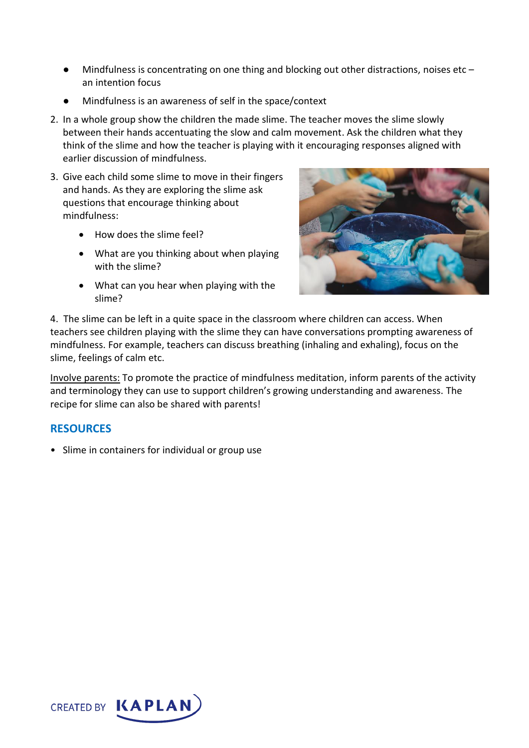- Mindfulness is concentrating on one thing and blocking out other distractions, noises etc – an intention focus
- Mindfulness is an awareness of self in the space/context

2. In a whole group show the children the made slime. The teacher moves the slime slowly between their hands accentuating the slow and calm movement. Ask the children what they think of the slime and how the teacher is playing with it encouraging responses aligned with earlier discussion of mindfulness.
3. Give each child some slime to move in their fingers and hands. As they are exploring the slime ask questions that encourage thinking about mindfulness:
   - How does the slime feel?
   - What are you thinking about when playing with the slime?
   - What can you hear when playing with the slime?

4. The slime can be left in a quite space in the classroom where children can access. When teachers see children playing with the slime they can have conversations prompting awareness of mindfulness. For example, teachers can discuss breathing (inhaling and exhaling), focus on the slime, feelings of calm etc.

Involve parents: To promote the practice of mindfulness meditation, inform parents of the activity and terminology they can use to support children's growing understanding and awareness. The recipe for slime can also be shared with parents!

## RESOURCES

- Slime in containers for individual or group use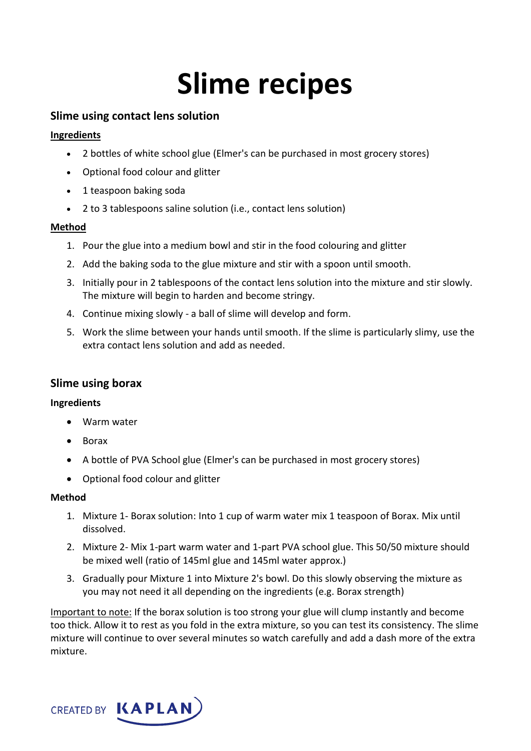# Slime recipes

## Slime using contact lens solution

**Ingredients**

- 2 bottles of white school glue (Elmer's can be purchased in most grocery stores)
- Optional food colour and glitter
- 1 teaspoon baking soda
- 2 to 3 tablespoons saline solution (i.e., contact lens solution)

**Method**

1. Pour the glue into a medium bowl and stir in the food colouring and glitter
2. Add the baking soda to the glue mixture and stir with a spoon until smooth.
3. Initially pour in 2 tablespoons of the contact lens solution into the mixture and stir slowly. The mixture will begin to harden and become stringy.
4. Continue mixing slowly - a ball of slime will develop and form.
5. Work the slime between your hands until smooth. If the slime is particularly slimy, use the extra contact lens solution and add as needed.

## Slime using borax

**Ingredients**

- Warm water
- Borax
- A bottle of PVA School glue (Elmer's can be purchased in most grocery stores)
- Optional food colour and glitter

**Method**

1. Mixture 1- Borax solution: Into 1 cup of warm water mix 1 teaspoon of Borax. Mix until dissolved.
2. Mixture 2- Mix 1-part warm water and 1-part PVA school glue. This 50/50 mixture should be mixed well (ratio of 145ml glue and 145ml water approx.)
3. Gradually pour Mixture 1 into Mixture 2's bowl. Do this slowly observing the mixture as you may not need it all depending on the ingredients (e.g. Borax strength)

Important to note: If the borax solution is too strong your glue will clump instantly and become too thick. Allow it to rest as you fold in the extra mixture, so you can test its consistency. The slime mixture will continue to over several minutes so watch carefully and add a dash more of the extra mixture.

CREATED BY KAPLAN